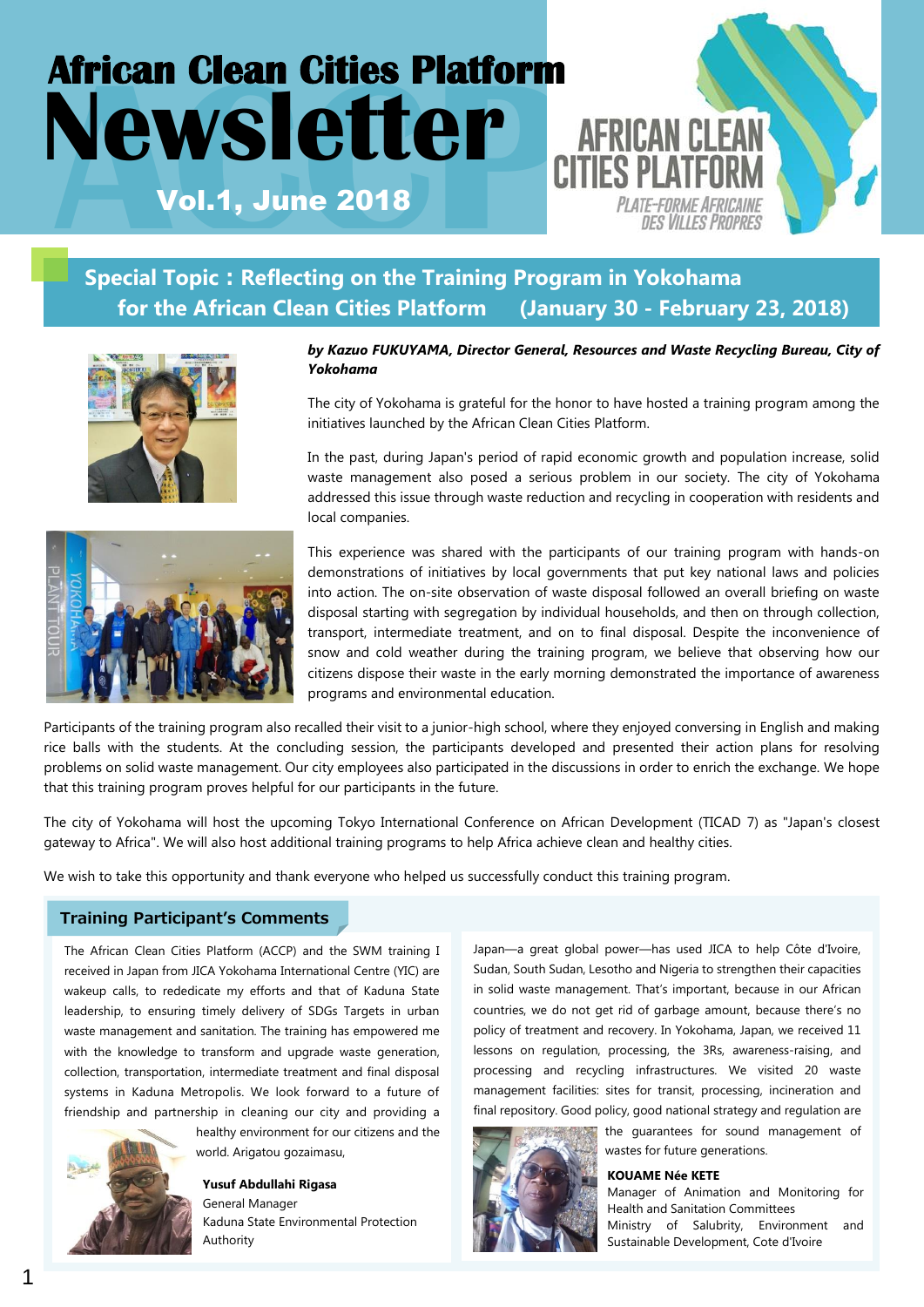# African Clean Cities Platform Newsletter

## Vol.1, June 2018

AFRICAN CLEAN CITIES PLATFORM
PLATE-FORME AFRICAINE DES VILLES PROPRES

## Special Topic : Reflecting on the Training Program in Yokohama for the African Clean Cities Platform (January 30 - February 23, 2018)

***by Kazuo FUKUYAMA, Director General, Resources and Waste Recycling Bureau, City of Yokohama***

The city of Yokohama is grateful for the honor to have hosted a training program among the initiatives launched by the African Clean Cities Platform.

In the past, during Japan's period of rapid economic growth and population increase, solid waste management also posed a serious problem in our society. The city of Yokohama addressed this issue through waste reduction and recycling in cooperation with residents and local companies.

This experience was shared with the participants of our training program with hands-on demonstrations of initiatives by local governments that put key national laws and policies into action. The on-site observation of waste disposal followed an overall briefing on waste disposal starting with segregation by individual households, and then on through collection, transport, intermediate treatment, and on to final disposal. Despite the inconvenience of snow and cold weather during the training program, we believe that observing how our citizens dispose their waste in the early morning demonstrated the importance of awareness programs and environmental education.

Participants of the training program also recalled their visit to a junior-high school, where they enjoyed conversing in English and making rice balls with the students. At the concluding session, the participants developed and presented their action plans for resolving problems on solid waste management. Our city employees also participated in the discussions in order to enrich the exchange. We hope that this training program proves helpful for our participants in the future.

The city of Yokohama will host the upcoming Tokyo International Conference on African Development (TICAD 7) as "Japan's closest gateway to Africa". We will also host additional training programs to help Africa achieve clean and healthy cities.

We wish to take this opportunity and thank everyone who helped us successfully conduct this training program.

### Training Participant's Comments

The African Clean Cities Platform (ACCP) and the SWM training I received in Japan from JICA Yokohama International Centre (YIC) are wakeup calls, to rededicate my efforts and that of Kaduna State leadership, to ensuring timely delivery of SDGs Targets in urban waste management and sanitation. The training has empowered me with the knowledge to transform and upgrade waste generation, collection, transportation, intermediate treatment and final disposal systems in Kaduna Metropolis. We look forward to a future of friendship and partnership in cleaning our city and providing a healthy environment for our citizens and the world. Arigatou gozaimasu,

**Yusuf Abdullahi Rigasa**
General Manager
Kaduna State Environmental Protection Authority

Japan—a great global power—has used JICA to help Côte d'Ivoire, Sudan, South Sudan, Lesotho and Nigeria to strengthen their capacities in solid waste management. That's important, because in our African countries, we do not get rid of garbage amount, because there's no policy of treatment and recovery. In Yokohama, Japan, we received 11 lessons on regulation, processing, the 3Rs, awareness-raising, and processing and recycling infrastructures. We visited 20 waste management facilities: sites for transit, processing, incineration and final repository. Good policy, good national strategy and regulation are the guarantees for sound management of wastes for future generations.

**KOUAME Née KETE**
Manager of Animation and Monitoring for Health and Sanitation Committees
Ministry of Salubrity, Environment and Sustainable Development, Cote d'Ivoire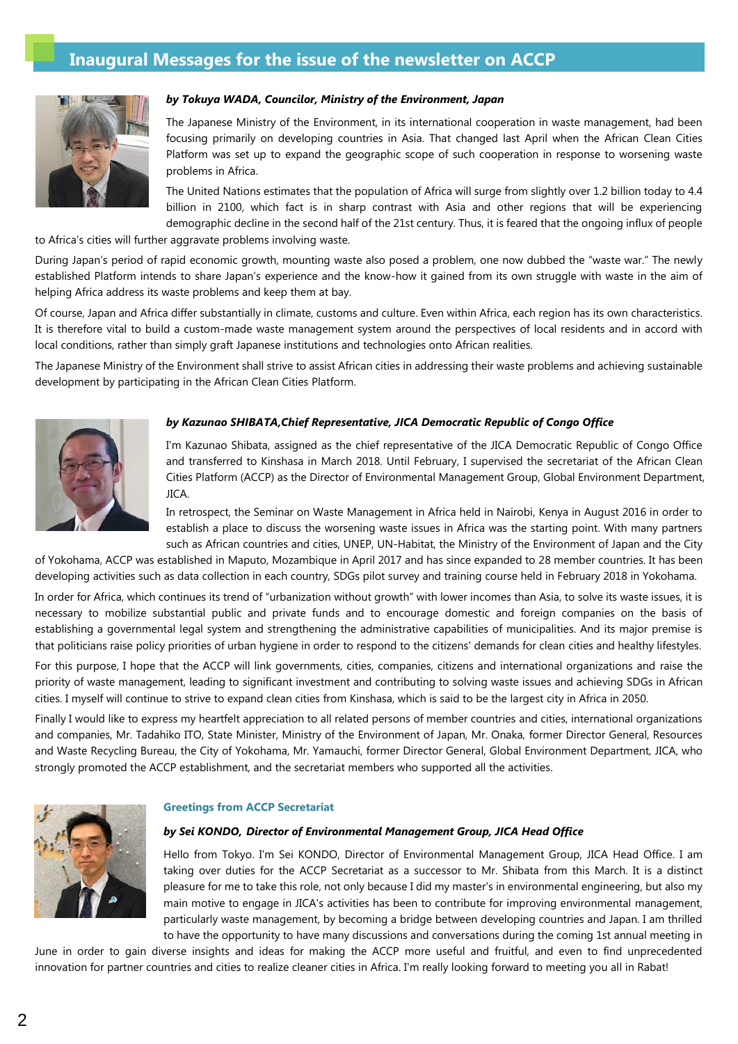# Inaugural Messages for the issue of the newsletter on ACCP

***by Tokuya WADA, Councilor, Ministry of the Environment, Japan***

The Japanese Ministry of the Environment, in its international cooperation in waste management, had been focusing primarily on developing countries in Asia. That changed last April when the African Clean Cities Platform was set up to expand the geographic scope of such cooperation in response to worsening waste problems in Africa.

The United Nations estimates that the population of Africa will surge from slightly over 1.2 billion today to 4.4 billion in 2100, which fact is in sharp contrast with Asia and other regions that will be experiencing demographic decline in the second half of the 21st century. Thus, it is feared that the ongoing influx of people to Africa's cities will further aggravate problems involving waste.

During Japan's period of rapid economic growth, mounting waste also posed a problem, one now dubbed the "waste war." The newly established Platform intends to share Japan's experience and the know-how it gained from its own struggle with waste in the aim of helping Africa address its waste problems and keep them at bay.

Of course, Japan and Africa differ substantially in climate, customs and culture. Even within Africa, each region has its own characteristics. It is therefore vital to build a custom-made waste management system around the perspectives of local residents and in accord with local conditions, rather than simply graft Japanese institutions and technologies onto African realities.

The Japanese Ministry of the Environment shall strive to assist African cities in addressing their waste problems and achieving sustainable development by participating in the African Clean Cities Platform.

***by Kazunao SHIBATA,Chief Representative, JICA Democratic Republic of Congo Office***

I'm Kazunao Shibata, assigned as the chief representative of the JICA Democratic Republic of Congo Office and transferred to Kinshasa in March 2018. Until February, I supervised the secretariat of the African Clean Cities Platform (ACCP) as the Director of Environmental Management Group, Global Environment Department, JICA.

In retrospect, the Seminar on Waste Management in Africa held in Nairobi, Kenya in August 2016 in order to establish a place to discuss the worsening waste issues in Africa was the starting point. With many partners such as African countries and cities, UNEP, UN-Habitat, the Ministry of the Environment of Japan and the City of Yokohama, ACCP was established in Maputo, Mozambique in April 2017 and has since expanded to 28 member countries. It has been developing activities such as data collection in each country, SDGs pilot survey and training course held in February 2018 in Yokohama.

In order for Africa, which continues its trend of "urbanization without growth" with lower incomes than Asia, to solve its waste issues, it is necessary to mobilize substantial public and private funds and to encourage domestic and foreign companies on the basis of establishing a governmental legal system and strengthening the administrative capabilities of municipalities. And its major premise is that politicians raise policy priorities of urban hygiene in order to respond to the citizens' demands for clean cities and healthy lifestyles.

For this purpose, I hope that the ACCP will link governments, cities, companies, citizens and international organizations and raise the priority of waste management, leading to significant investment and contributing to solving waste issues and achieving SDGs in African cities. I myself will continue to strive to expand clean cities from Kinshasa, which is said to be the largest city in Africa in 2050.

Finally I would like to express my heartfelt appreciation to all related persons of member countries and cities, international organizations and companies, Mr. Tadahiko ITO, State Minister, Ministry of the Environment of Japan, Mr. Onaka, former Director General, Resources and Waste Recycling Bureau, the City of Yokohama, Mr. Yamauchi, former Director General, Global Environment Department, JICA, who strongly promoted the ACCP establishment, and the secretariat members who supported all the activities.

## Greetings from ACCP Secretariat

***by Sei KONDO, Director of Environmental Management Group, JICA Head Office***

Hello from Tokyo. I'm Sei KONDO, Director of Environmental Management Group, JICA Head Office. I am taking over duties for the ACCP Secretariat as a successor to Mr. Shibata from this March. It is a distinct pleasure for me to take this role, not only because I did my master's in environmental engineering, but also my main motive to engage in JICA's activities has been to contribute for improving environmental management, particularly waste management, by becoming a bridge between developing countries and Japan. I am thrilled to have the opportunity to have many discussions and conversations during the coming 1st annual meeting in June in order to gain diverse insights and ideas for making the ACCP more useful and fruitful, and even to find unprecedented innovation for partner countries and cities to realize cleaner cities in Africa. I'm really looking forward to meeting you all in Rabat!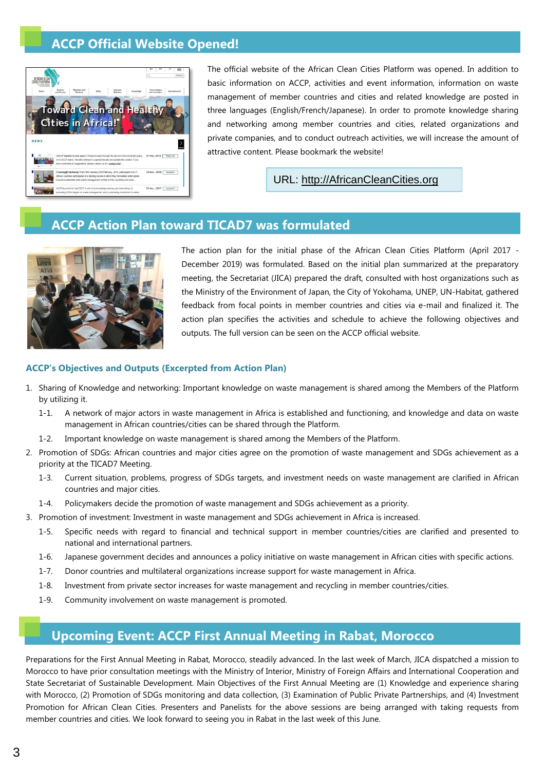## ACCP Official Website Opened!

The official website of the African Clean Cities Platform was opened. In addition to basic information on ACCP, activities and event information, information on waste management of member countries and cities and related knowledge are posted in three languages (English/French/Japanese). In order to promote knowledge sharing and networking among member countries and cities, related organizations and private companies, and to conduct outreach activities, we will increase the amount of attractive content. Please bookmark the website!

URL: http://AfricanCleanCities.org

## ACCP Action Plan toward TICAD7 was formulated

The action plan for the initial phase of the African Clean Cities Platform (April 2017 - December 2019) was formulated. Based on the initial plan summarized at the preparatory meeting, the Secretariat (JICA) prepared the draft, consulted with host organizations such as the Ministry of the Environment of Japan, the City of Yokohama, UNEP, UN-Habitat, gathered feedback from focal points in member countries and cities via e-mail and finalized it. The action plan specifies the activities and schedule to achieve the following objectives and outputs. The full version can be seen on the ACCP official website.

### ACCP's Objectives and Outputs (Excerpted from Action Plan)

1. Sharing of Knowledge and networking: Important knowledge on waste management is shared among the Members of the Platform by utilizing it.
   - 1-1. A network of major actors in waste management in Africa is established and functioning, and knowledge and data on waste management in African countries/cities can be shared through the Platform.
   - 1-2. Important knowledge on waste management is shared among the Members of the Platform.
2. Promotion of SDGs: African countries and major cities agree on the promotion of waste management and SDGs achievement as a priority at the TICAD7 Meeting.
   - 1-3. Current situation, problems, progress of SDGs targets, and investment needs on waste management are clarified in African countries and major cities.
   - 1-4. Policymakers decide the promotion of waste management and SDGs achievement as a priority.
3. Promotion of investment: Investment in waste management and SDGs achievement in Africa is increased.
   - 1-5. Specific needs with regard to financial and technical support in member countries/cities are clarified and presented to national and international partners.
   - 1-6. Japanese government decides and announces a policy initiative on waste management in African cities with specific actions.
   - 1-7. Donor countries and multilateral organizations increase support for waste management in Africa.
   - 1-8. Investment from private sector increases for waste management and recycling in member countries/cities.
   - 1-9. Community involvement on waste management is promoted.

## Upcoming Event: ACCP First Annual Meeting in Rabat, Morocco

Preparations for the First Annual Meeting in Rabat, Morocco, steadily advanced. In the last week of March, JICA dispatched a mission to Morocco to have prior consultation meetings with the Ministry of Interior, Ministry of Foreign Affairs and International Cooperation and State Secretariat of Sustainable Development. Main Objectives of the First Annual Meeting are (1) Knowledge and experience sharing with Morocco, (2) Promotion of SDGs monitoring and data collection, (3) Examination of Public Private Partnerships, and (4) Investment Promotion for African Clean Cities. Presenters and Panelists for the above sessions are being arranged with taking requests from member countries and cities. We look forward to seeing you in Rabat in the last week of this June.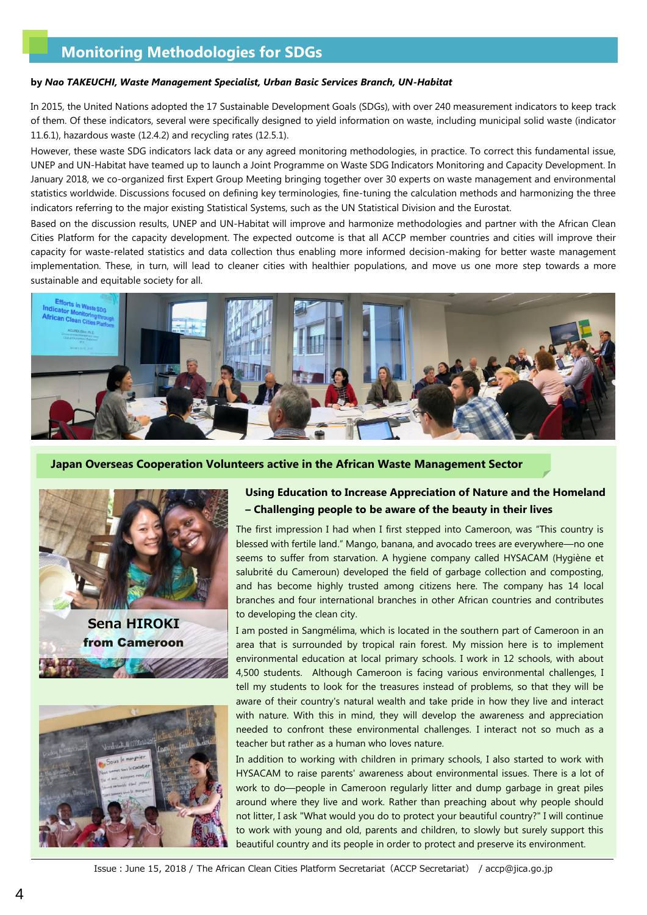# Monitoring Methodologies for SDGs

**by *Nao TAKEUCHI, Waste Management Specialist, Urban Basic Services Branch, UN-Habitat***

In 2015, the United Nations adopted the 17 Sustainable Development Goals (SDGs), with over 240 measurement indicators to keep track of them. Of these indicators, several were specifically designed to yield information on waste, including municipal solid waste (indicator 11.6.1), hazardous waste (12.4.2) and recycling rates (12.5.1).

However, these waste SDG indicators lack data or any agreed monitoring methodologies, in practice. To correct this fundamental issue, UNEP and UN-Habitat have teamed up to launch a Joint Programme on Waste SDG Indicators Monitoring and Capacity Development. In January 2018, we co-organized first Expert Group Meeting bringing together over 30 experts on waste management and environmental statistics worldwide. Discussions focused on defining key terminologies, fine-tuning the calculation methods and harmonizing the three indicators referring to the major existing Statistical Systems, such as the UN Statistical Division and the Eurostat.

Based on the discussion results, UNEP and UN-Habitat will improve and harmonize methodologies and partner with the African Clean Cities Platform for the capacity development. The expected outcome is that all ACCP member countries and cities will improve their capacity for waste-related statistics and data collection thus enabling more informed decision-making for better waste management implementation. These, in turn, will lead to cleaner cities with healthier populations, and move us one more step towards a more sustainable and equitable society for all.

## Japan Overseas Cooperation Volunteers active in the African Waste Management Sector

**Sena HIROKI from Cameroon**

### Using Education to Increase Appreciation of Nature and the Homeland – Challenging people to be aware of the beauty in their lives

The first impression I had when I first stepped into Cameroon, was "This country is blessed with fertile land." Mango, banana, and avocado trees are everywhere—no one seems to suffer from starvation. A hygiene company called HYSACAM (Hygiène et salubrité du Cameroun) developed the field of garbage collection and composting, and has become highly trusted among citizens here. The company has 14 local branches and four international branches in other African countries and contributes to developing the clean city.

I am posted in Sangmélima, which is located in the southern part of Cameroon in an area that is surrounded by tropical rain forest. My mission here is to implement environmental education at local primary schools. I work in 12 schools, with about 4,500 students. Although Cameroon is facing various environmental challenges, I tell my students to look for the treasures instead of problems, so that they will be aware of their country's natural wealth and take pride in how they live and interact with nature. With this in mind, they will develop the awareness and appreciation needed to confront these environmental challenges. I interact not so much as a teacher but rather as a human who loves nature.

In addition to working with children in primary schools, I also started to work with HYSACAM to raise parents' awareness about environmental issues. There is a lot of work to do—people in Cameroon regularly litter and dump garbage in great piles around where they live and work. Rather than preaching about why people should not litter, I ask "What would you do to protect your beautiful country?" I will continue to work with young and old, parents and children, to slowly but surely support this beautiful country and its people in order to protect and preserve its environment.

Issue : June 15, 2018 / The African Clean Cities Platform Secretariat（ACCP Secretariat） / accp@jica.go.jp